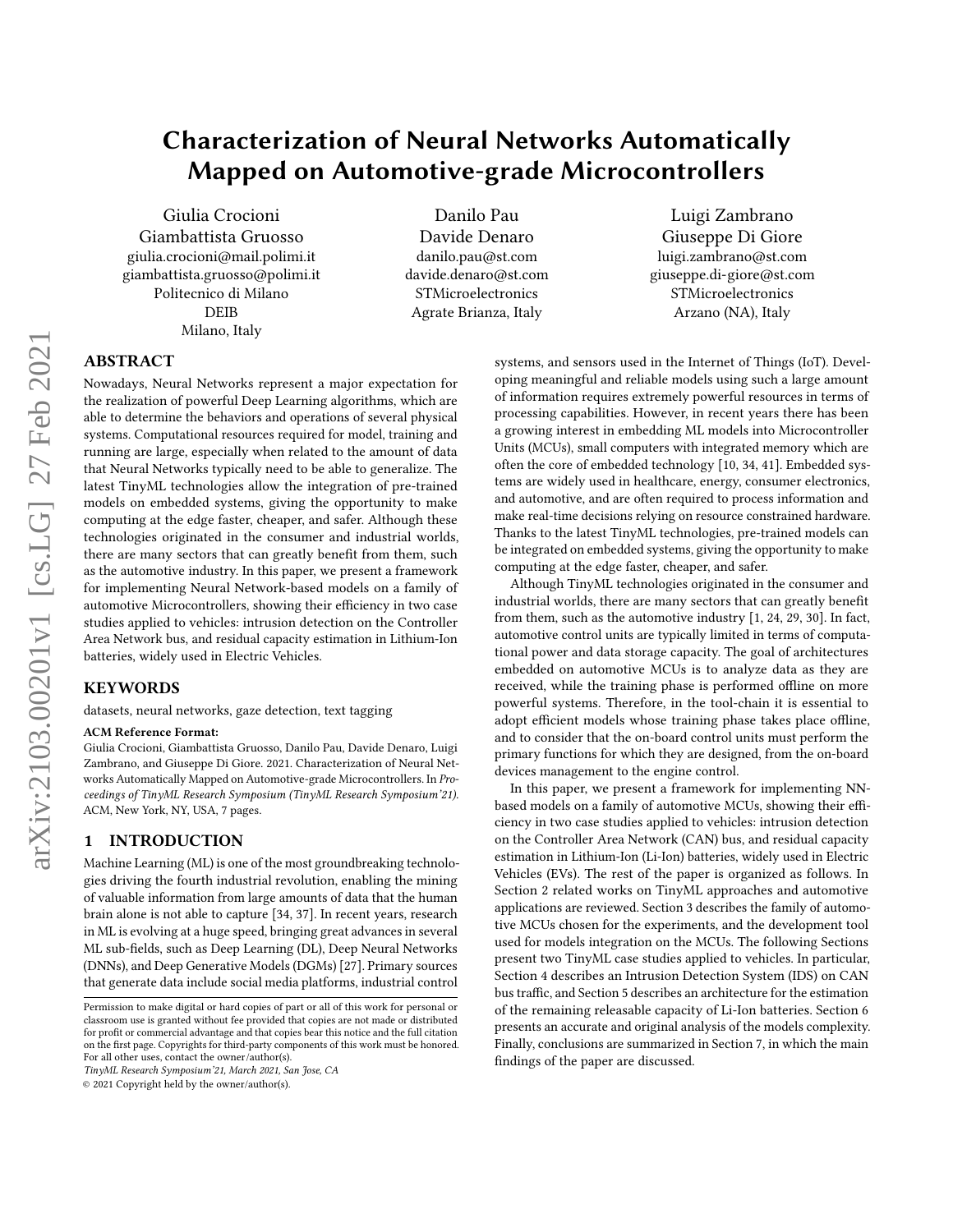# Characterization of Neural Networks Automatically Mapped on Automotive-grade Microcontrollers

Giulia Crocioni
Giambattista Gruosso
giulia.crocioni@mail.polimi.it
giambattista.gruosso@polimi.it
Politecnico di Milano
DEIB
Milano, Italy

Danilo Pau
Davide Denaro
danilo.pau@st.com
davide.denaro@st.com
STMicroelectronics
Agrate Brianza, Italy

Luigi Zambrano
Giuseppe Di Giore
luigi.zambrano@st.com
giuseppe.di-giore@st.com
STMicroelectronics
Arzano (NA), Italy

## ABSTRACT

Nowadays, Neural Networks represent a major expectation for the realization of powerful Deep Learning algorithms, which are able to determine the behaviors and operations of several physical systems. Computational resources required for model, training and running are large, especially when related to the amount of data that Neural Networks typically need to be able to generalize. The latest TinyML technologies allow the integration of pre-trained models on embedded systems, giving the opportunity to make computing at the edge faster, cheaper, and safer. Although these technologies originated in the consumer and industrial worlds, there are many sectors that can greatly benefit from them, such as the automotive industry. In this paper, we present a framework for implementing Neural Network-based models on a family of automotive Microcontrollers, showing their efficiency in two case studies applied to vehicles: intrusion detection on the Controller Area Network bus, and residual capacity estimation in Lithium-Ion batteries, widely used in Electric Vehicles.

## KEYWORDS

datasets, neural networks, gaze detection, text tagging

**ACM Reference Format:**
Giulia Crocioni, Giambattista Gruosso, Danilo Pau, Davide Denaro, Luigi Zambrano, and Giuseppe Di Giore. 2021. Characterization of Neural Networks Automatically Mapped on Automotive-grade Microcontrollers. In *Proceedings of TinyML Research Symposium (TinyML Research Symposium'21).* ACM, New York, NY, USA, 7 pages.

## 1 INTRODUCTION

Machine Learning (ML) is one of the most groundbreaking technologies driving the fourth industrial revolution, enabling the mining of valuable information from large amounts of data that the human brain alone is not able to capture [34, 37]. In recent years, research in ML is evolving at a huge speed, bringing great advances in several ML sub-fields, such as Deep Learning (DL), Deep Neural Networks (DNNs), and Deep Generative Models (DGMs) [27]. Primary sources that generate data include social media platforms, industrial control systems, and sensors used in the Internet of Things (IoT). Developing meaningful and reliable models using such a large amount of information requires extremely powerful resources in terms of processing capabilities. However, in recent years there has been a growing interest in embedding ML models into Microcontroller Units (MCUs), small computers with integrated memory which are often the core of embedded technology [10, 34, 41]. Embedded systems are widely used in healthcare, energy, consumer electronics, and automotive, and are often required to process information and make real-time decisions relying on resource constrained hardware. Thanks to the latest TinyML technologies, pre-trained models can be integrated on embedded systems, giving the opportunity to make computing at the edge faster, cheaper, and safer.

Although TinyML technologies originated in the consumer and industrial worlds, there are many sectors that can greatly benefit from them, such as the automotive industry [1, 24, 29, 30]. In fact, automotive control units are typically limited in terms of computational power and data storage capacity. The goal of architectures embedded on automotive MCUs is to analyze data as they are received, while the training phase is performed offline on more powerful systems. Therefore, in the tool-chain it is essential to adopt efficient models whose training phase takes place offline, and to consider that the on-board control units must perform the primary functions for which they are designed, from the on-board devices management to the engine control.

In this paper, we present a framework for implementing NN-based models on a family of automotive MCUs, showing their efficiency in two case studies applied to vehicles: intrusion detection on the Controller Area Network (CAN) bus, and residual capacity estimation in Lithium-Ion (Li-Ion) batteries, widely used in Electric Vehicles (EVs). The rest of the paper is organized as follows. In Section 2 related works on TinyML approaches and automotive applications are reviewed. Section 3 describes the family of automotive MCUs chosen for the experiments, and the development tool used for models integration on the MCUs. The following Sections present two TinyML case studies applied to vehicles. In particular, Section 4 describes an Intrusion Detection System (IDS) on CAN bus traffic, and Section 5 describes an architecture for the estimation of the remaining releasable capacity of Li-Ion batteries. Section 6 presents an accurate and original analysis of the models complexity. Finally, conclusions are summarized in Section 7, in which the main findings of the paper are discussed.

Permission to make digital or hard copies of part or all of this work for personal or classroom use is granted without fee provided that copies are not made or distributed for profit or commercial advantage and that copies bear this notice and the full citation on the first page. Copyrights for third-party components of this work must be honored. For all other uses, contact the owner/author(s).
*TinyML Research Symposium'21, March 2021, San Jose, CA*
© 2021 Copyright held by the owner/author(s).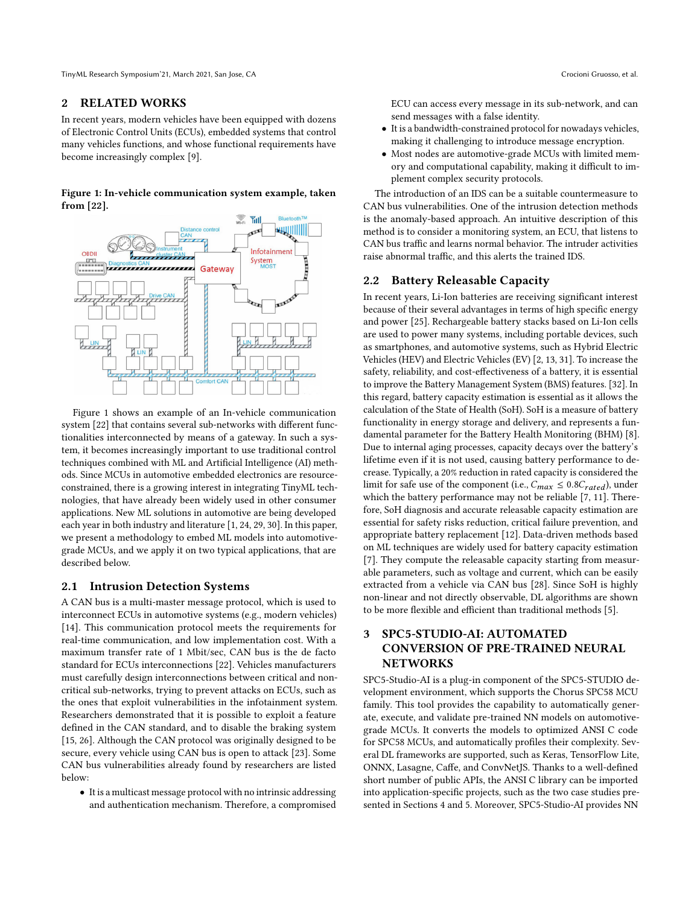## 2 RELATED WORKS

In recent years, modern vehicles have been equipped with dozens of Electronic Control Units (ECUs), embedded systems that control many vehicles functions, and whose functional requirements have become increasingly complex [9].

**Figure 1: In-vehicle communication system example, taken from [22].**

Figure 1 shows an example of an In-vehicle communication system [22] that contains several sub-networks with different functionalities interconnected by means of a gateway. In such a system, it becomes increasingly important to use traditional control techniques combined with ML and Artificial Intelligence (AI) methods. Since MCUs in automotive embedded electronics are resource-constrained, there is a growing interest in integrating TinyML technologies, that have already been widely used in other consumer applications. New ML solutions in automotive are being developed each year in both industry and literature [1, 24, 29, 30]. In this paper, we present a methodology to embed ML models into automotive-grade MCUs, and we apply it on two typical applications, that are described below.

### 2.1 Intrusion Detection Systems

A CAN bus is a multi-master message protocol, which is used to interconnect ECUs in automotive systems (e.g., modern vehicles) [14]. This communication protocol meets the requirements for real-time communication, and low implementation cost. With a maximum transfer rate of 1 Mbit/sec, CAN bus is the de facto standard for ECUs interconnections [22]. Vehicles manufacturers must carefully design interconnections between critical and non-critical sub-networks, trying to prevent attacks on ECUs, such as the ones that exploit vulnerabilities in the infotainment system. Researchers demonstrated that it is possible to exploit a feature defined in the CAN standard, and to disable the braking system [15, 26]. Although the CAN protocol was originally designed to be secure, every vehicle using CAN bus is open to attack [23]. Some CAN bus vulnerabilities already found by researchers are listed below:

- It is a multicast message protocol with no intrinsic addressing and authentication mechanism. Therefore, a compromised ECU can access every message in its sub-network, and can send messages with a false identity.
- It is a bandwidth-constrained protocol for nowadays vehicles, making it challenging to introduce message encryption.
- Most nodes are automotive-grade MCUs with limited memory and computational capability, making it difficult to implement complex security protocols.

The introduction of an IDS can be a suitable countermeasure to CAN bus vulnerabilities. One of the intrusion detection methods is the anomaly-based approach. An intuitive description of this method is to consider a monitoring system, an ECU, that listens to CAN bus traffic and learns normal behavior. The intruder activities raise abnormal traffic, and this alerts the trained IDS.

### 2.2 Battery Releasable Capacity

In recent years, Li-Ion batteries are receiving significant interest because of their several advantages in terms of high specific energy and power [25]. Rechargeable battery stacks based on Li-Ion cells are used to power many systems, including portable devices, such as smartphones, and automotive systems, such as Hybrid Electric Vehicles (HEV) and Electric Vehicles (EV) [2, 13, 31]. To increase the safety, reliability, and cost-effectiveness of a battery, it is essential to improve the Battery Management System (BMS) features. [32]. In this regard, battery capacity estimation is essential as it allows the calculation of the State of Health (SoH). SoH is a measure of battery functionality in energy storage and delivery, and represents a fundamental parameter for the Battery Health Monitoring (BHM) [8]. Due to internal aging processes, capacity decays over the battery's lifetime even if it is not used, causing battery performance to decrease. Typically, a 20% reduction in rated capacity is considered the limit for safe use of the component (i.e., $C_{max} \leq 0.8C_{rated}$), under which the battery performance may not be reliable [7, 11]. Therefore, SoH diagnosis and accurate releasable capacity estimation are essential for safety risks reduction, critical failure prevention, and appropriate battery replacement [12]. Data-driven methods based on ML techniques are widely used for battery capacity estimation [7]. They compute the releasable capacity starting from measurable parameters, such as voltage and current, which can be easily extracted from a vehicle via CAN bus [28]. Since SoH is highly non-linear and not directly observable, DL algorithms are shown to be more flexible and efficient than traditional methods [5].

## 3 SPC5-STUDIO-AI: AUTOMATED CONVERSION OF PRE-TRAINED NEURAL NETWORKS

SPC5-Studio-AI is a plug-in component of the SPC5-STUDIO development environment, which supports the Chorus SPC58 MCU family. This tool provides the capability to automatically generate, execute, and validate pre-trained NN models on automotive-grade MCUs. It converts the models to optimized ANSI C code for SPC58 MCUs, and automatically profiles their complexity. Several DL frameworks are supported, such as Keras, TensorFlow Lite, ONNX, Lasagne, Caffe, and ConvNetJS. Thanks to a well-defined short number of public APIs, the ANSI C library can be imported into application-specific projects, such as the two case studies presented in Sections 4 and 5. Moreover, SPC5-Studio-AI provides NN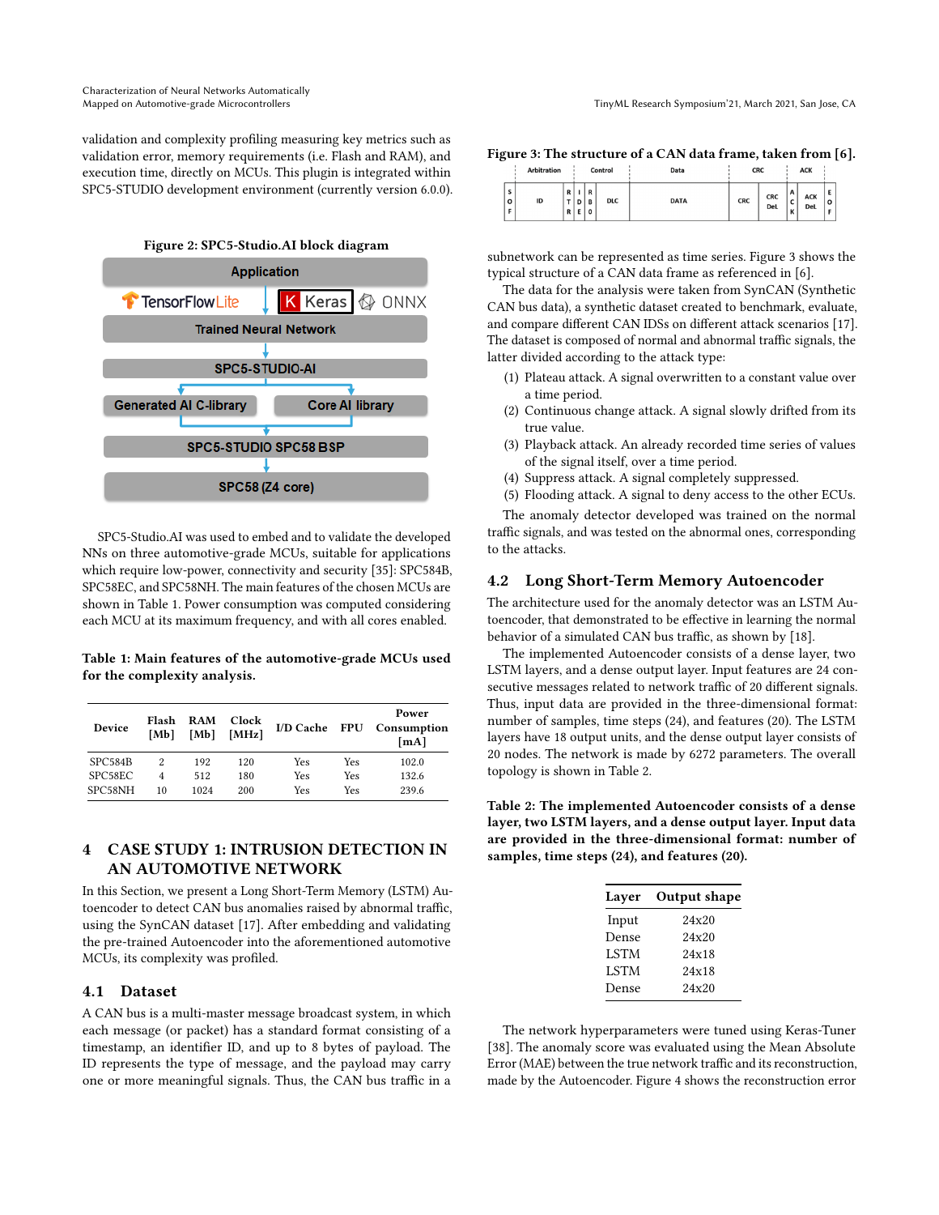validation and complexity profiling measuring key metrics such as validation error, memory requirements (i.e. Flash and RAM), and execution time, directly on MCUs. This plugin is integrated within SPC5-STUDIO development environment (currently version 6.0.0).

**Figure 2: SPC5-Studio.AI block diagram**

SPC5-Studio.AI was used to embed and to validate the developed NNs on three automotive-grade MCUs, suitable for applications which require low-power, connectivity and security [35]: SPC584B, SPC58EC, and SPC58NH. The main features of the chosen MCUs are shown in Table 1. Power consumption was computed considering each MCU at its maximum frequency, and with all cores enabled.

**Table 1: Main features of the automotive-grade MCUs used for the complexity analysis.**

| Device | Flash [Mb] | RAM [Mb] | Clock [MHz] | I/D Cache | FPU | Power Consumption [mA] |
|---|---|---|---|---|---|---|
| SPC584B | 2 | 192 | 120 | Yes | Yes | 102.0 |
| SPC58EC | 4 | 512 | 180 | Yes | Yes | 132.6 |
| SPC58NH | 10 | 1024 | 200 | Yes | Yes | 239.6 |

## 4 CASE STUDY 1: INTRUSION DETECTION IN AN AUTOMOTIVE NETWORK

In this Section, we present a Long Short-Term Memory (LSTM) Autoencoder to detect CAN bus anomalies raised by abnormal traffic, using the SynCAN dataset [17]. After embedding and validating the pre-trained Autoencoder into the aforementioned automotive MCUs, its complexity was profiled.

### 4.1 Dataset

A CAN bus is a multi-master message broadcast system, in which each message (or packet) has a standard format consisting of a timestamp, an identifier ID, and up to 8 bytes of payload. The ID represents the type of message, and the payload may carry one or more meaningful signals. Thus, the CAN bus traffic in a subnetwork can be represented as time series. Figure 3 shows the typical structure of a CAN data frame as referenced in [6].

**Figure 3: The structure of a CAN data frame, taken from [6].**

The data for the analysis were taken from SynCAN (Synthetic CAN bus data), a synthetic dataset created to benchmark, evaluate, and compare different CAN IDSs on different attack scenarios [17]. The dataset is composed of normal and abnormal traffic signals, the latter divided according to the attack type:

(1) Plateau attack. A signal overwritten to a constant value over a time period.
(2) Continuous change attack. A signal slowly drifted from its true value.
(3) Playback attack. An already recorded time series of values of the signal itself, over a time period.
(4) Suppress attack. A signal completely suppressed.
(5) Flooding attack. A signal to deny access to the other ECUs.

The anomaly detector developed was trained on the normal traffic signals, and was tested on the abnormal ones, corresponding to the attacks.

### 4.2 Long Short-Term Memory Autoencoder

The architecture used for the anomaly detector was an LSTM Autoencoder, that demonstrated to be effective in learning the normal behavior of a simulated CAN bus traffic, as shown by [18].

The implemented Autoencoder consists of a dense layer, two LSTM layers, and a dense output layer. Input features are 24 consecutive messages related to network traffic of 20 different signals. Thus, input data are provided in the three-dimensional format: number of samples, time steps (24), and features (20). The LSTM layers have 18 output units, and the dense output layer consists of 20 nodes. The network is made by 6272 parameters. The overall topology is shown in Table 2.

**Table 2: The implemented Autoencoder consists of a dense layer, two LSTM layers, and a dense output layer. Input data are provided in the three-dimensional format: number of samples, time steps (24), and features (20).**

| Layer | Output shape |
|---|---|
| Input | 24x20 |
| Dense | 24x20 |
| LSTM | 24x18 |
| LSTM | 24x18 |
| Dense | 24x20 |

The network hyperparameters were tuned using Keras-Tuner [38]. The anomaly score was evaluated using the Mean Absolute Error (MAE) between the true network traffic and its reconstruction, made by the Autoencoder. Figure 4 shows the reconstruction error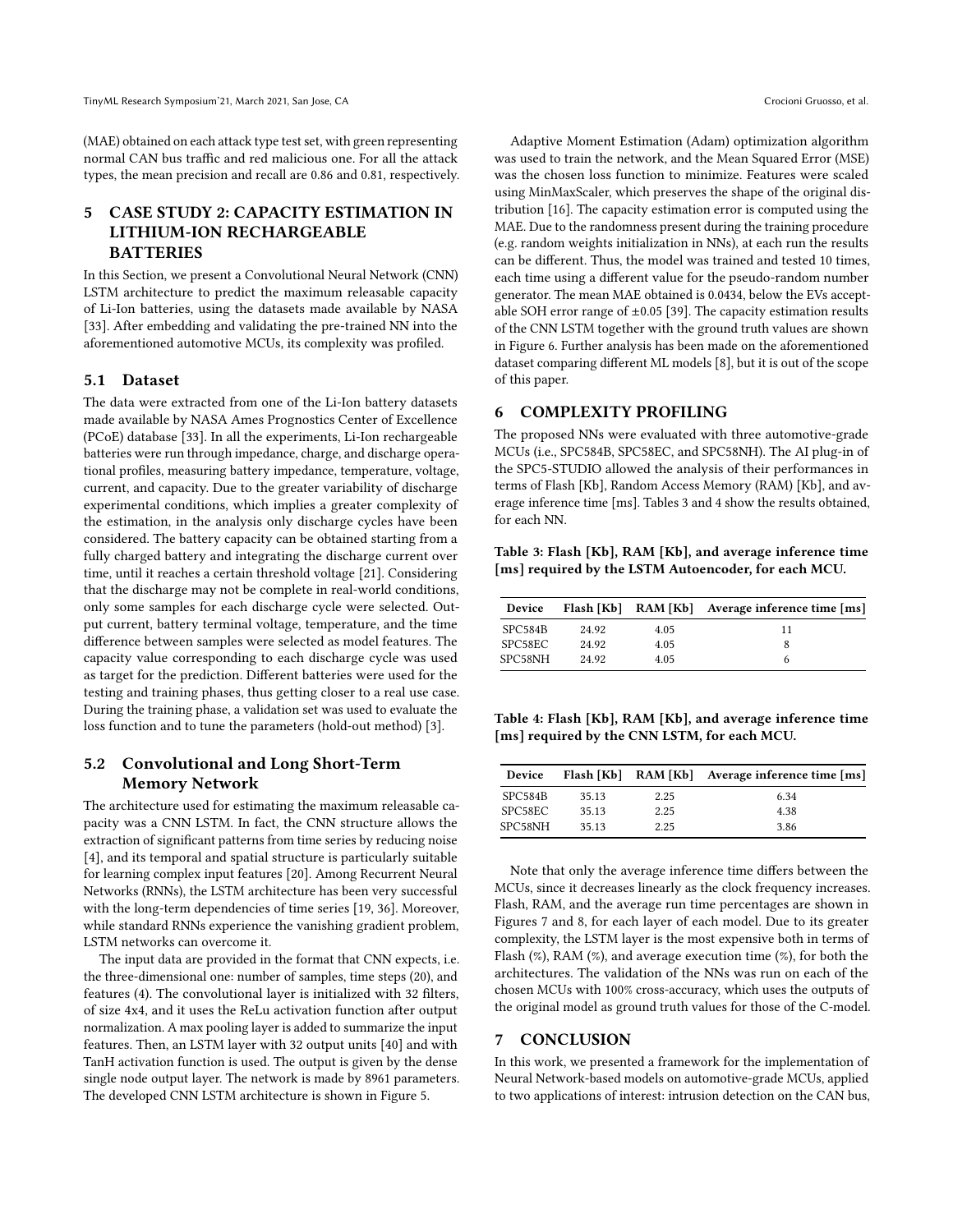(MAE) obtained on each attack type test set, with green representing normal CAN bus traffic and red malicious one. For all the attack types, the mean precision and recall are 0.86 and 0.81, respectively.

# 5 CASE STUDY 2: CAPACITY ESTIMATION IN LITHIUM-ION RECHARGEABLE BATTERIES

In this Section, we present a Convolutional Neural Network (CNN) LSTM architecture to predict the maximum releasable capacity of Li-Ion batteries, using the datasets made available by NASA [33]. After embedding and validating the pre-trained NN into the aforementioned automotive MCUs, its complexity was profiled.

## 5.1 Dataset

The data were extracted from one of the Li-Ion battery datasets made available by NASA Ames Prognostics Center of Excellence (PCoE) database [33]. In all the experiments, Li-Ion rechargeable batteries were run through impedance, charge, and discharge operational profiles, measuring battery impedance, temperature, voltage, current, and capacity. Due to the greater variability of discharge experimental conditions, which implies a greater complexity of the estimation, in the analysis only discharge cycles have been considered. The battery capacity can be obtained starting from a fully charged battery and integrating the discharge current over time, until it reaches a certain threshold voltage [21]. Considering that the discharge may not be complete in real-world conditions, only some samples for each discharge cycle were selected. Output current, battery terminal voltage, temperature, and the time difference between samples were selected as model features. The capacity value corresponding to each discharge cycle was used as target for the prediction. Different batteries were used for the testing and training phases, thus getting closer to a real use case. During the training phase, a validation set was used to evaluate the loss function and to tune the parameters (hold-out method) [3].

## 5.2 Convolutional and Long Short-Term Memory Network

The architecture used for estimating the maximum releasable capacity was a CNN LSTM. In fact, the CNN structure allows the extraction of significant patterns from time series by reducing noise [4], and its temporal and spatial structure is particularly suitable for learning complex input features [20]. Among Recurrent Neural Networks (RNNs), the LSTM architecture has been very successful with the long-term dependencies of time series [19, 36]. Moreover, while standard RNNs experience the vanishing gradient problem, LSTM networks can overcome it.

The input data are provided in the format that CNN expects, i.e. the three-dimensional one: number of samples, time steps (20), and features (4). The convolutional layer is initialized with 32 filters, of size 4x4, and it uses the ReLu activation function after output normalization. A max pooling layer is added to summarize the input features. Then, an LSTM layer with 32 output units [40] and with TanH activation function is used. The output is given by the dense single node output layer. The network is made by 8961 parameters. The developed CNN LSTM architecture is shown in Figure 5.

Adaptive Moment Estimation (Adam) optimization algorithm was used to train the network, and the Mean Squared Error (MSE) was the chosen loss function to minimize. Features were scaled using MinMaxScaler, which preserves the shape of the original distribution [16]. The capacity estimation error is computed using the MAE. Due to the randomness present during the training procedure (e.g. random weights initialization in NNs), at each run the results can be different. Thus, the model was trained and tested 10 times, each time using a different value for the pseudo-random number generator. The mean MAE obtained is 0.0434, below the EVs acceptable SOH error range of $\pm 0.05$ [39]. The capacity estimation results of the CNN LSTM together with the ground truth values are shown in Figure 6. Further analysis has been made on the aforementioned dataset comparing different ML models [8], but it is out of the scope of this paper.

# 6 COMPLEXITY PROFILING

The proposed NNs were evaluated with three automotive-grade MCUs (i.e., SPC584B, SPC58EC, and SPC58NH). The AI plug-in of the SPC5-STUDIO allowed the analysis of their performances in terms of Flash [Kb], Random Access Memory (RAM) [Kb], and average inference time [ms]. Tables 3 and 4 show the results obtained, for each NN.

**Table 3: Flash [Kb], RAM [Kb], and average inference time [ms] required by the LSTM Autoencoder, for each MCU.**

| Device | Flash [Kb] | RAM [Kb] | Average inference time [ms] |
|---|---|---|---|
| SPC584B | 24.92 | 4.05 | 11 |
| SPC58EC | 24.92 | 4.05 | 8 |
| SPC58NH | 24.92 | 4.05 | 6 |

**Table 4: Flash [Kb], RAM [Kb], and average inference time [ms] required by the CNN LSTM, for each MCU.**

| Device | Flash [Kb] | RAM [Kb] | Average inference time [ms] |
|---|---|---|---|
| SPC584B | 35.13 | 2.25 | 6.34 |
| SPC58EC | 35.13 | 2.25 | 4.38 |
| SPC58NH | 35.13 | 2.25 | 3.86 |

Note that only the average inference time differs between the MCUs, since it decreases linearly as the clock frequency increases. Flash, RAM, and the average run time percentages are shown in Figures 7 and 8, for each layer of each model. Due to its greater complexity, the LSTM layer is the most expensive both in terms of Flash (%), RAM (%), and average execution time (%), for both the architectures. The validation of the NNs was run on each of the chosen MCUs with 100% cross-accuracy, which uses the outputs of the original model as ground truth values for those of the C-model.

# 7 CONCLUSION

In this work, we presented a framework for the implementation of Neural Network-based models on automotive-grade MCUs, applied to two applications of interest: intrusion detection on the CAN bus,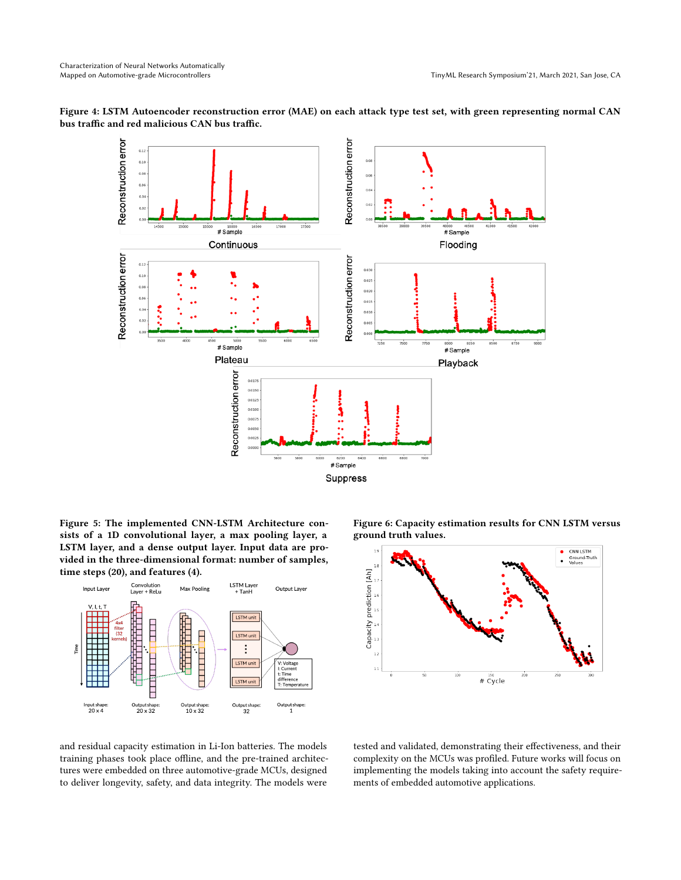**Figure 4: LSTM Autoencoder reconstruction error (MAE) on each attack type test set, with green representing normal CAN bus traffic and red malicious CAN bus traffic.**

**Figure 5: The implemented CNN-LSTM Architecture consists of a 1D convolutional layer, a max pooling layer, a LSTM layer, and a dense output layer. Input data are provided in the three-dimensional format: number of samples, time steps (20), and features (4).**

**Figure 6: Capacity estimation results for CNN LSTM versus ground truth values.**

and residual capacity estimation in Li-Ion batteries. The models training phases took place offline, and the pre-trained architectures were embedded on three automotive-grade MCUs, designed to deliver longevity, safety, and data integrity. The models were tested and validated, demonstrating their effectiveness, and their complexity on the MCUs was profiled. Future works will focus on implementing the models taking into account the safety requirements of embedded automotive applications.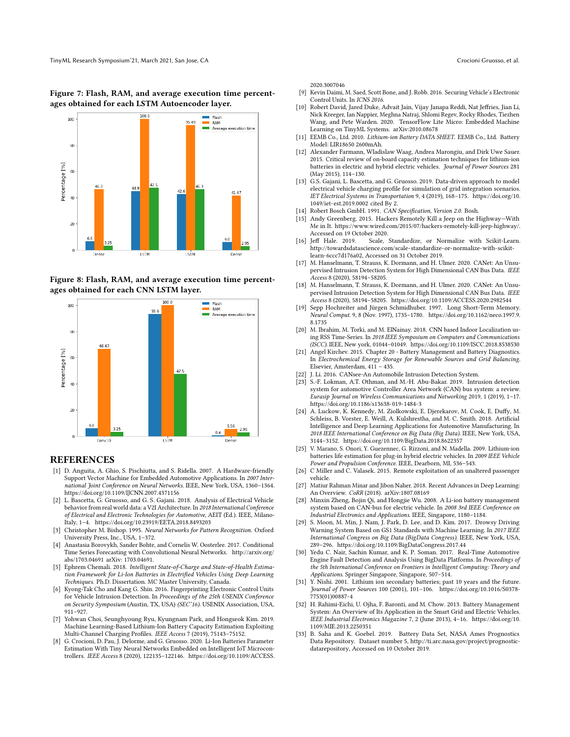**Figure 7: Flash, RAM, and average execution time percentages obtained for each LSTM Autoencoder layer.**

**Figure 8: Flash, RAM, and average execution time percentages obtained for each CNN LSTM layer.**

2020.3007046

## REFERENCES

[1] D. Anguita, A. Ghio, S. Pischiutta, and S. Ridella. 2007. A Hardware-friendly Support Vector Machine for Embedded Automotive Applications. In *2007 International Joint Conference on Neural Networks*. IEEE, New York, USA, 1360–1364. https://doi.org/10.1109/IJCNN.2007.4371156

[2] L. Bascetta, G. Gruosso, and G. S. Gajani. 2018. Analysis of Electrical Vehicle behavior from real world data: a V2I Architecture. In *2018 International Conference of Electrical and Electronic Technologies for Automotive*, AEIT (Ed.). IEEE, Milano-Italy, 1–4. https://doi.org/10.23919/EETA.2018.8493203

[3] Christopher M. Bishop. 1995. *Neural Networks for Pattern Recognition*. Oxford University Press, Inc., USA, 1–372.

[4] Anastasia Borovykh, Sander Bohte, and Cornelis W. Oosterlee. 2017. Conditional Time Series Forecasting with Convolutional Neural Networks. http://arxiv.org/abs/1703.04691 arXiv: 1703.04691.

[5] Ephrem Chemali. 2018. *Intelligent State-of-Charge and State-of-Health Estimation Framework for Li-Ion Batteries in Electrified Vehicles Using Deep Learning Techniques*. Ph.D. Dissertation. MC Master University, Canada.

[6] Kyong-Tak Cho and Kang G. Shin. 2016. Fingerprinting Electronic Control Units for Vehicle Intrusion Detection. In *Proceedings of the 25th USENIX Conference on Security Symposium* (Austin, TX, USA) *(SEC'16)*. USENIX Association, USA, 911–927.

[7] Yohwan Choi, Seunghyoung Ryu, Kyungnam Park, and Hongseok Kim. 2019. Machine Learning-Based Lithium-Ion Battery Capacity Estimation Exploiting Multi-Channel Charging Profiles. *IEEE Access* 7 (2019), 75143–75152.

[8] G. Crocioni, D. Pau, J. Delorme, and G. Gruosso. 2020. Li-Ion Batteries Parameter Estimation With Tiny Neural Networks Embedded on Intelligent IoT Microcontrollers. *IEEE Access* 8 (2020), 122135–122146. https://doi.org/10.1109/ACCESS.2020.3007046

[9] Kevin Daimi, M. Saed, Scott Bone, and J. Robb. 2016. Securing Vehicle's Electronic Control Units. In *ICNS 2016*.

[10] Robert David, Jared Duke, Advait Jain, Vijay Janapa Reddi, Nat Jeffries, Jian Li, Nick Kreeger, Ian Nappier, Meghna Natraj, Shlomi Regev, Rocky Rhodes, Tiezhen Wang, and Pete Warden. 2020. TensorFlow Lite Micro: Embedded Machine Learning on TinyML Systems. arXiv:2010.08678

[11] EEMB Co., Ltd. 2010. *Lithium-ion Battery DATA SHEET*. EEMB Co., Ltd. Battery Model: LIR18650 2600mAh.

[12] Alexander Farmann, Wladislaw Waag, Andrea Marongiu, and Dirk Uwe Sauer. 2015. Critical review of on-board capacity estimation techniques for lithium-ion batteries in electric and hybrid electric vehicles. *Journal of Power Sources* 281 (May 2015), 114–130.

[13] G.S. Gajani, L. Bascetta, and G. Gruosso. 2019. Data-driven approach to model electrical vehicle charging profile for simulation of grid integration scenarios. *IET Electrical Systems in Transportation* 9, 4 (2019), 168–175. https://doi.org/10.1049/iet-est.2019.0002 cited By 2.

[14] Robert Bosch GmbH. 1991. *CAN Specification, Version 2.0*. Bosh.

[15] Andy Greenberg. 2015. Hackers Remotely Kill a Jeep on the Highway—With Me in It. https://www.wired.com/2015/07/hackers-remotely-kill-jeep-highway/. Accessed on 19 October 2020.

[16] Jeff Hale. 2019. Scale, Standardize, or Normalize with Scikit-Learn. http://towardsdatascience.com/scale-standardize-or-normalize-with-scikit-learn-6ccc7d176a02, Accessed on 31 October 2019.

[17] M. Hanselmann, T. Strauss, K. Dormann, and H. Ulmer. 2020. CANet: An Unsupervised Intrusion Detection System for High Dimensional CAN Bus Data. *IEEE Access* 8 (2020), 58194–58205.

[18] M. Hanselmann, T. Strauss, K. Dormann, and H. Ulmer. 2020. CANet: An Unsupervised Intrusion Detection System for High Dimensional CAN Bus Data. *IEEE Access* 8 (2020), 58194–58205. https://doi.org/10.1109/ACCESS.2020.2982544

[19] Sepp Hochreiter and Jürgen Schmidhuber. 1997. Long Short-Term Memory. *Neural Comput.* 9, 8 (Nov. 1997), 1735–1780. https://doi.org/10.1162/neco.1997.9.8.1735

[20] M. Ibrahim, M. Torki, and M. ElNainay. 2018. CNN based Indoor Localization using RSS Time-Series. In *2018 IEEE Symposium on Computers and Communications (ISCC)*. IEEE, New york, 01044–01049. https://doi.org/10.1109/ISCC.2018.8538530

[21] Angel Kirchev. 2015. Chapter 20 - Battery Management and Battery Diagnostics. In *Electrochemical Energy Storage for Renewable Sources and Grid Balancing*. Elsevier, Amsterdam, 411 – 435.

[22] J. Li. 2016. CANsee-An Automobile Intrusion Detection System.

[23] S.-F. Lokman, A.T. Othman, and M.-H. Abu-Bakar. 2019. Intrusion detection system for automotive Controller Area Network (CAN) bus system: a review. *Eurasip Journal on Wireless Communications and Networking* 2019, 1 (2019), 1–17. https://doi.org/10.1186/s13638-019-1484-3

[24] A. Luckow, K. Kennedy, M. Ziolkowski, E. Djerekarov, M. Cook, E. Duffy, M. Schleiss, B. Vorster, E. Weill, A. Kulshrestha, and M. C. Smith. 2018. Artificial Intelligence and Deep Learning Applications for Automotive Manufacturing. In *2018 IEEE International Conference on Big Data (Big Data)*. IEEE, New York, USA, 3144–3152. https://doi.org/10.1109/BigData.2018.8622357

[25] V. Marano, S. Onori, Y. Guezennec, G. Rizzoni, and N. Madella. 2009. Lithium-ion batteries life estimation for plug-in hybrid electric vehicles. In *2009 IEEE Vehicle Power and Propulsion Conference*. IEEE, Dearborn, MI, 536–543.

[26] C Miller and C Valasek. 2015. Remote exploitation of an unaltered passenger vehicle.

[27] Matiur Rahman Minar and Jibon Naher. 2018. Recent Advances in Deep Learning: An Overview. *CoRR* (2018). arXiv:1807.08169

[28] Minxin Zheng, Bojin Qi, and Hongjie Wu. 2008. A Li-ion battery management system based on CAN-bus for electric vehicle. In *2008 3rd IEEE Conference on Industrial Electronics and Applications*. IEEE, Singapore, 1180–1184.

[29] S. Moon, M. Min, J. Nam, J. Park, D. Lee, and D. Kim. 2017. Drowsy Driving Warning System Based on GS1 Standards with Machine Learning. In *2017 IEEE International Congress on Big Data (BigData Congress)*. IEEE, New York, USA, 289–296. https://doi.org/10.1109/BigDataCongress.2017.44

[30] Yedu C. Nair, Sachin Kumar, and K. P. Soman. 2017. Real-Time Automotive Engine Fault Detection and Analysis Using BigData Platforms. In *Proceedings of the 5th International Conference on Frontiers in Intelligent Computing: Theory and Applications*. Springer Singapore, Singapore, 507–514.

[31] Y. Nishi. 2001. Lithium ion secondary batteries; past 10 years and the future. *Journal of Power Sources* 100 (2001), 101–106. https://doi.org/10.1016/S0378-7753(01)00887-4

[32] H. Rahimi-Eichi, U. Ojha, F. Baronti, and M. Chow. 2013. Battery Management System: An Overview of Its Application in the Smart Grid and Electric Vehicles. *IEEE Industrial Electronics Magazine* 7, 2 (June 2013), 4–16. https://doi.org/10.1109/MIE.2013.2250351

[33] B. Saha and K. Goebel. 2019. Battery Data Set, NASA Ames Prognostics Data Repository. Dataset number 5, http://ti.arc.nasa.gov/project/prognostic-datarepository, Accessed on 10 October 2019.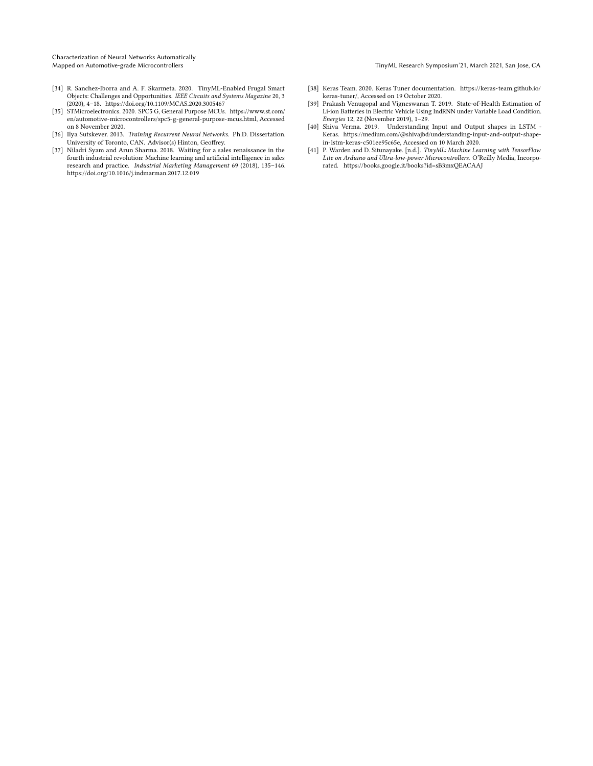- [34] R. Sanchez-Iborra and A. F. Skarmeta. 2020. TinyML-Enabled Frugal Smart Objects: Challenges and Opportunities. *IEEE Circuits and Systems Magazine* 20, 3 (2020), 4–18. https://doi.org/10.1109/MCAS.2020.3005467
- [35] STMicroelectronics. 2020. SPC5 G, General Purpose MCUs. https://www.st.com/en/automotive-microcontrollers/spc5-g-general-purpose-mcus.html, Accessed on 8 November 2020.
- [36] Ilya Sutskever. 2013. *Training Recurrent Neural Networks*. Ph.D. Dissertation. University of Toronto, CAN. Advisor(s) Hinton, Geoffrey.
- [37] Niladri Syam and Arun Sharma. 2018. Waiting for a sales renaissance in the fourth industrial revolution: Machine learning and artificial intelligence in sales research and practice. *Industrial Marketing Management* 69 (2018), 135–146. https://doi.org/10.1016/j.indmarman.2017.12.019
- [38] Keras Team. 2020. Keras Tuner documentation. https://keras-team.github.io/keras-tuner/, Accessed on 19 October 2020.
- [39] Prakash Venugopal and Vigneswaran T. 2019. State-of-Health Estimation of Li-ion Batteries in Electric Vehicle Using IndRNN under Variable Load Condition. *Energies* 12, 22 (November 2019), 1–29.
- [40] Shiva Verma. 2019. Understanding Input and Output shapes in LSTM - Keras. https://medium.com/@shivajbd/understanding-input-and-output-shape-in-lstm-keras-c501ee95c65e, Accessed on 10 March 2020.
- [41] P. Warden and D. Situnayake. [n.d.]. *TinyML: Machine Learning with TensorFlow Lite on Arduino and Ultra-low-power Microcontrollers*. O'Reilly Media, Incorporated. https://books.google.it/books?id=sB3mxQEACAAJ